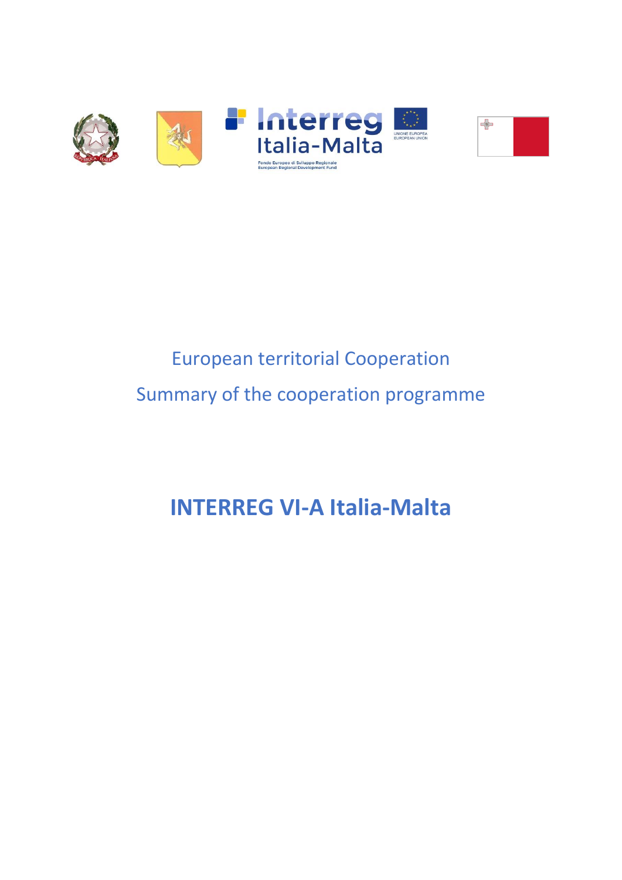European territorial Cooperation

Summary of the cooperation programme

# INTERREG VI-A Italia-Malta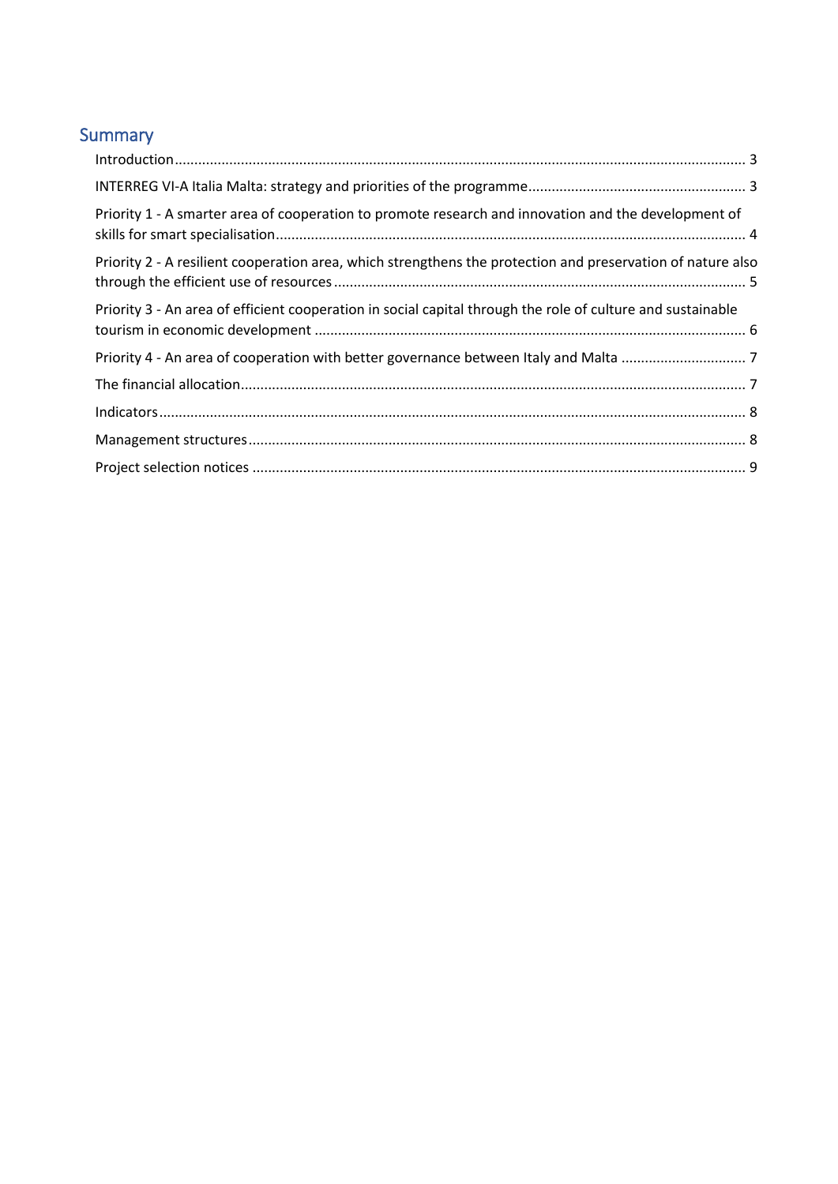## Summary

Introduction ... 3

INTERREG VI-A Italia Malta: strategy and priorities of the programme ... 3

Priority 1 - A smarter area of cooperation to promote research and innovation and the development of skills for smart specialisation ... 4

Priority 2 - A resilient cooperation area, which strengthens the protection and preservation of nature also through the efficient use of resources ... 5

Priority 3 - An area of efficient cooperation in social capital through the role of culture and sustainable tourism in economic development ... 6

Priority 4 - An area of cooperation with better governance between Italy and Malta ... 7

The financial allocation ... 7

Indicators ... 8

Management structures ... 8

Project selection notices ... 9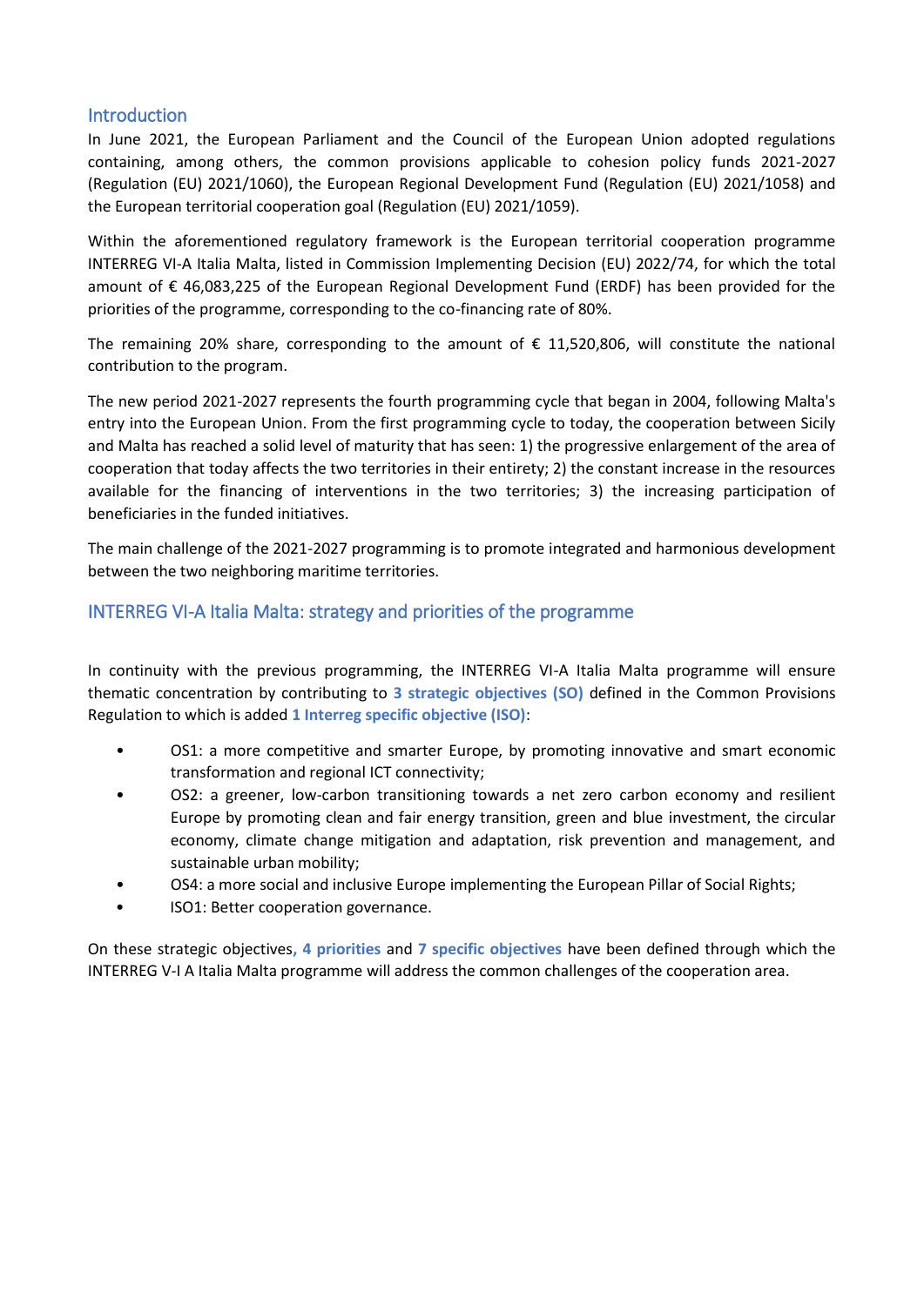## Introduction

In June 2021, the European Parliament and the Council of the European Union adopted regulations containing, among others, the common provisions applicable to cohesion policy funds 2021-2027 (Regulation (EU) 2021/1060), the European Regional Development Fund (Regulation (EU) 2021/1058) and the European territorial cooperation goal (Regulation (EU) 2021/1059).

Within the aforementioned regulatory framework is the European territorial cooperation programme INTERREG VI-A Italia Malta, listed in Commission Implementing Decision (EU) 2022/74, for which the total amount of € 46,083,225 of the European Regional Development Fund (ERDF) has been provided for the priorities of the programme, corresponding to the co-financing rate of 80%.

The remaining 20% share, corresponding to the amount of € 11,520,806, will constitute the national contribution to the program.

The new period 2021-2027 represents the fourth programming cycle that began in 2004, following Malta's entry into the European Union. From the first programming cycle to today, the cooperation between Sicily and Malta has reached a solid level of maturity that has seen: 1) the progressive enlargement of the area of cooperation that today affects the two territories in their entirety; 2) the constant increase in the resources available for the financing of interventions in the two territories; 3) the increasing participation of beneficiaries in the funded initiatives.

The main challenge of the 2021-2027 programming is to promote integrated and harmonious development between the two neighboring maritime territories.

## INTERREG VI-A Italia Malta: strategy and priorities of the programme

In continuity with the previous programming, the INTERREG VI-A Italia Malta programme will ensure thematic concentration by contributing to **3 strategic objectives (SO)** defined in the Common Provisions Regulation to which is added **1 Interreg specific objective (ISO)**:

- OS1: a more competitive and smarter Europe, by promoting innovative and smart economic transformation and regional ICT connectivity;
- OS2: a greener, low-carbon transitioning towards a net zero carbon economy and resilient Europe by promoting clean and fair energy transition, green and blue investment, the circular economy, climate change mitigation and adaptation, risk prevention and management, and sustainable urban mobility;
- OS4: a more social and inclusive Europe implementing the European Pillar of Social Rights;
- ISO1: Better cooperation governance.

On these strategic objectives, **4 priorities** and **7 specific objectives** have been defined through which the INTERREG V-I A Italia Malta programme will address the common challenges of the cooperation area.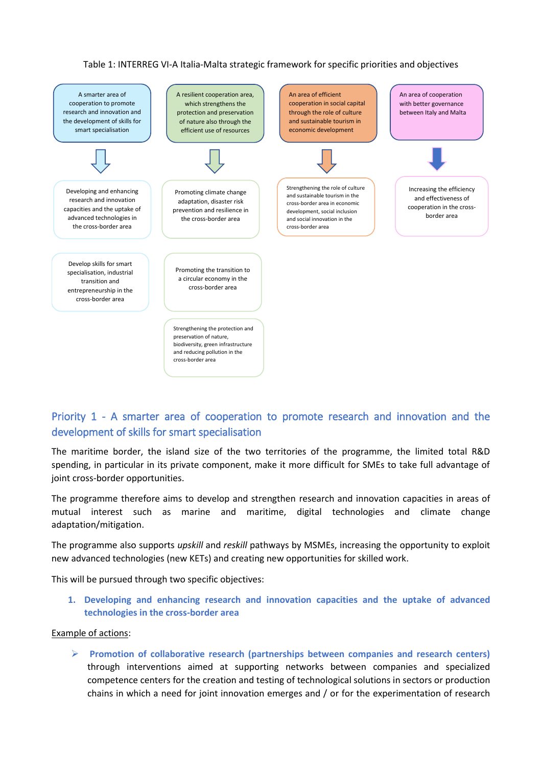Table 1: INTERREG VI-A Italia-Malta strategic framework for specific priorities and objectives

| A smarter area of cooperation to promote research and innovation and the development of skills for smart specialisation | A resilient cooperation area, which strengthens the protection and preservation of nature also through the efficient use of resources | An area of efficient cooperation in social capital through the role of culture and sustainable tourism in economic development | An area of cooperation with better governance between Italy and Malta |
| --- | --- | --- | --- |
| Developing and enhancing research and innovation capacities and the uptake of advanced technologies in the cross-border area | Promoting climate change adaptation, disaster risk prevention and resilience in the cross-border area | Strengthening the role of culture and sustainable tourism in the cross-border area in economic development, social inclusion and social innovation in the cross-border area | Increasing the efficiency and effectiveness of cooperation in the cross-border area |
| Develop skills for smart specialisation, industrial transition and entrepreneurship in the cross-border area | Promoting the transition to a circular economy in the cross-border area | | |
| | Strengthening the protection and preservation of nature, biodiversity, green infrastructure and reducing pollution in the cross-border area | | |

## Priority 1 - A smarter area of cooperation to promote research and innovation and the development of skills for smart specialisation

The maritime border, the island size of the two territories of the programme, the limited total R&D spending, in particular in its private component, make it more difficult for SMEs to take full advantage of joint cross-border opportunities.

The programme therefore aims to develop and strengthen research and innovation capacities in areas of mutual interest such as marine and maritime, digital technologies and climate change adaptation/mitigation.

The programme also supports *upskill* and *reskill* pathways by MSMEs, increasing the opportunity to exploit new advanced technologies (new KETs) and creating new opportunities for skilled work.

This will be pursued through two specific objectives:

1. **Developing and enhancing research and innovation capacities and the uptake of advanced technologies in the cross-border area**

Example of actions:

- **Promotion of collaborative research (partnerships between companies and research centers)** through interventions aimed at supporting networks between companies and specialized competence centers for the creation and testing of technological solutions in sectors or production chains in which a need for joint innovation emerges and / or for the experimentation of research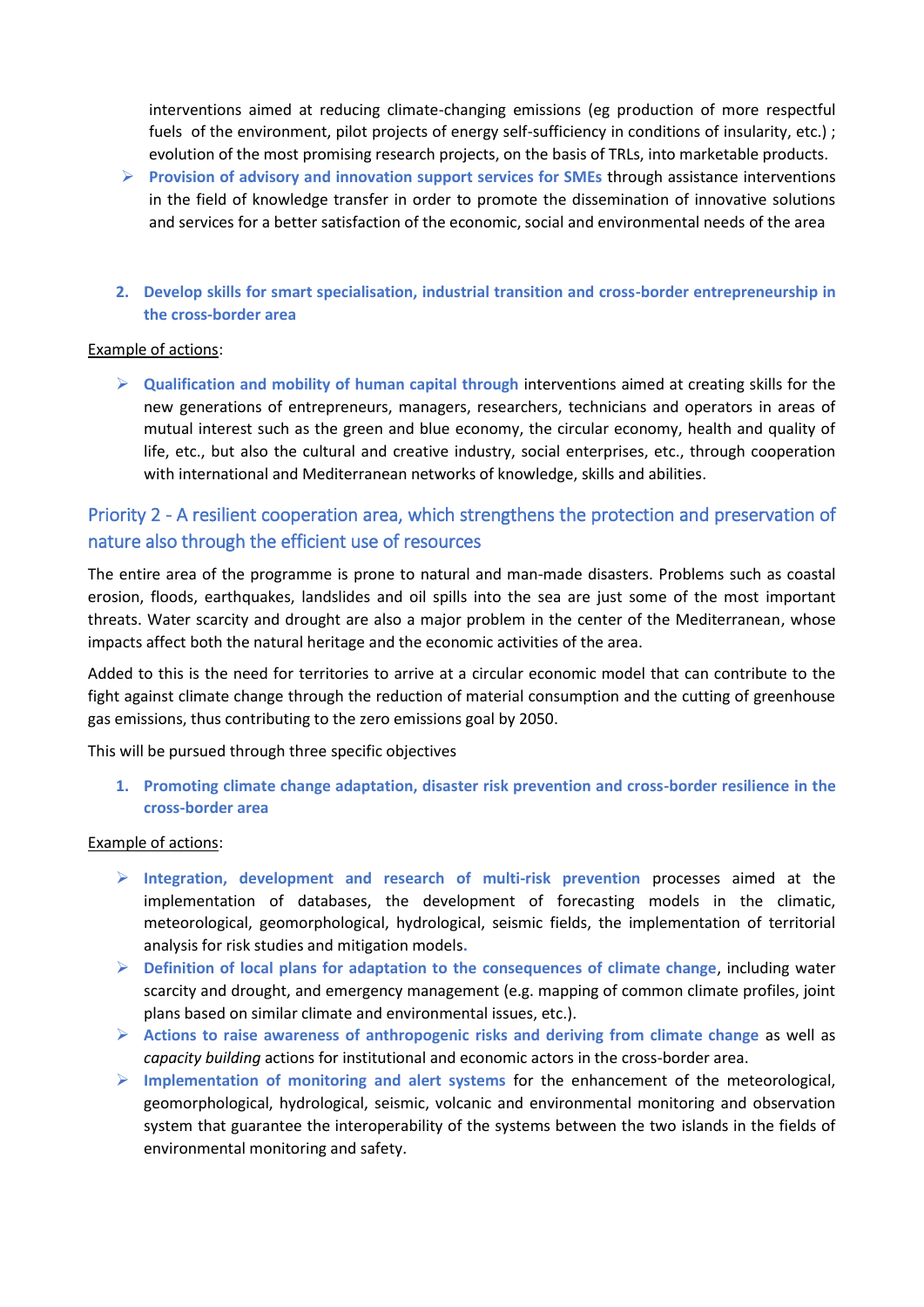interventions aimed at reducing climate-changing emissions (eg production of more respectful fuels of the environment, pilot projects of energy self-sufficiency in conditions of insularity, etc.) ; evolution of the most promising research projects, on the basis of TRLs, into marketable products.

- **Provision of advisory and innovation support services for SMEs** through assistance interventions in the field of knowledge transfer in order to promote the dissemination of innovative solutions and services for a better satisfaction of the economic, social and environmental needs of the area

2. **Develop skills for smart specialisation, industrial transition and cross-border entrepreneurship in the cross-border area**

Example of actions:

- **Qualification and mobility of human capital through** interventions aimed at creating skills for the new generations of entrepreneurs, managers, researchers, technicians and operators in areas of mutual interest such as the green and blue economy, the circular economy, health and quality of life, etc., but also the cultural and creative industry, social enterprises, etc., through cooperation with international and Mediterranean networks of knowledge, skills and abilities.

## Priority 2 - A resilient cooperation area, which strengthens the protection and preservation of nature also through the efficient use of resources

The entire area of the programme is prone to natural and man-made disasters. Problems such as coastal erosion, floods, earthquakes, landslides and oil spills into the sea are just some of the most important threats. Water scarcity and drought are also a major problem in the center of the Mediterranean, whose impacts affect both the natural heritage and the economic activities of the area.

Added to this is the need for territories to arrive at a circular economic model that can contribute to the fight against climate change through the reduction of material consumption and the cutting of greenhouse gas emissions, thus contributing to the zero emissions goal by 2050.

This will be pursued through three specific objectives

1. **Promoting climate change adaptation, disaster risk prevention and cross-border resilience in the cross-border area**

Example of actions:

- **Integration, development and research of multi-risk prevention** processes aimed at the implementation of databases, the development of forecasting models in the climatic, meteorological, geomorphological, hydrological, seismic fields, the implementation of territorial analysis for risk studies and mitigation models.
- **Definition of local plans for adaptation to the consequences of climate change**, including water scarcity and drought, and emergency management (e.g. mapping of common climate profiles, joint plans based on similar climate and environmental issues, etc.).
- **Actions to raise awareness of anthropogenic risks and deriving from climate change** as well as *capacity building* actions for institutional and economic actors in the cross-border area.
- **Implementation of monitoring and alert systems** for the enhancement of the meteorological, geomorphological, hydrological, seismic, volcanic and environmental monitoring and observation system that guarantee the interoperability of the systems between the two islands in the fields of environmental monitoring and safety.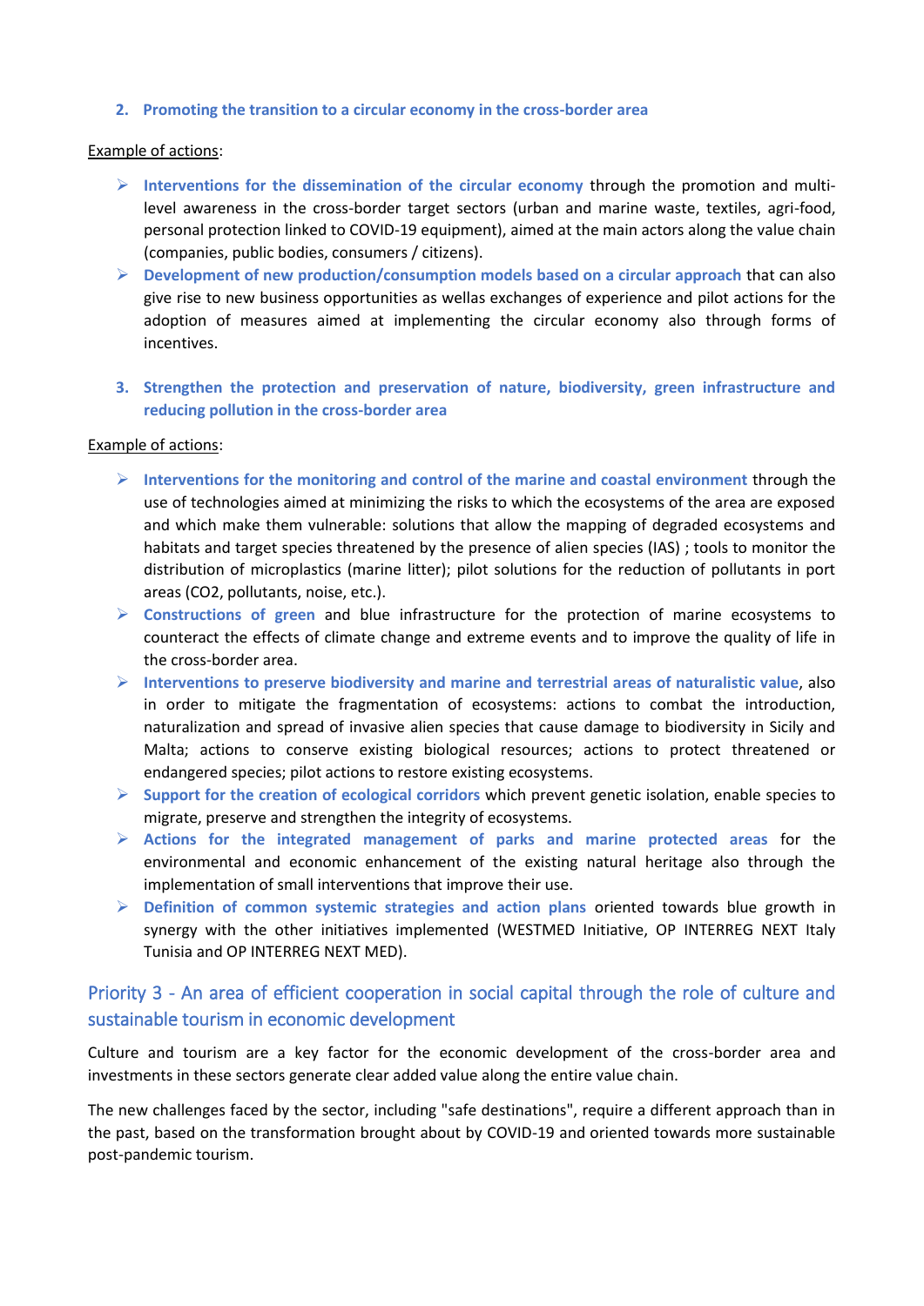2. **Promoting the transition to a circular economy in the cross-border area**

<u>Example of actions</u>:

- **Interventions for the dissemination of the circular economy** through the promotion and multi-level awareness in the cross-border target sectors (urban and marine waste, textiles, agri-food, personal protection linked to COVID-19 equipment), aimed at the main actors along the value chain (companies, public bodies, consumers / citizens).
- **Development of new production/consumption models based on a circular approach** that can also give rise to new business opportunities as wellas exchanges of experience and pilot actions for the adoption of measures aimed at implementing the circular economy also through forms of incentives.

3. **Strengthen the protection and preservation of nature, biodiversity, green infrastructure and reducing pollution in the cross-border area**

<u>Example of actions</u>:

- **Interventions for the monitoring and control of the marine and coastal environment** through the use of technologies aimed at minimizing the risks to which the ecosystems of the area are exposed and which make them vulnerable: solutions that allow the mapping of degraded ecosystems and habitats and target species threatened by the presence of alien species (IAS) ; tools to monitor the distribution of microplastics (marine litter); pilot solutions for the reduction of pollutants in port areas ($CO_2$, pollutants, noise, etc.).
- **Constructions of green** and blue infrastructure for the protection of marine ecosystems to counteract the effects of climate change and extreme events and to improve the quality of life in the cross-border area.
- **Interventions to preserve biodiversity and marine and terrestrial areas of naturalistic value**, also in order to mitigate the fragmentation of ecosystems: actions to combat the introduction, naturalization and spread of invasive alien species that cause damage to biodiversity in Sicily and Malta; actions to conserve existing biological resources; actions to protect threatened or endangered species; pilot actions to restore existing ecosystems.
- **Support for the creation of ecological corridors** which prevent genetic isolation, enable species to migrate, preserve and strengthen the integrity of ecosystems.
- **Actions for the integrated management of parks and marine protected areas** for the environmental and economic enhancement of the existing natural heritage also through the implementation of small interventions that improve their use.
- **Definition of common systemic strategies and action plans** oriented towards blue growth in synergy with the other initiatives implemented (WESTMED Initiative, OP INTERREG NEXT Italy Tunisia and OP INTERREG NEXT MED).

## Priority 3 - An area of efficient cooperation in social capital through the role of culture and sustainable tourism in economic development

Culture and tourism are a key factor for the economic development of the cross-border area and investments in these sectors generate clear added value along the entire value chain.

The new challenges faced by the sector, including "safe destinations", require a different approach than in the past, based on the transformation brought about by COVID-19 and oriented towards more sustainable post-pandemic tourism.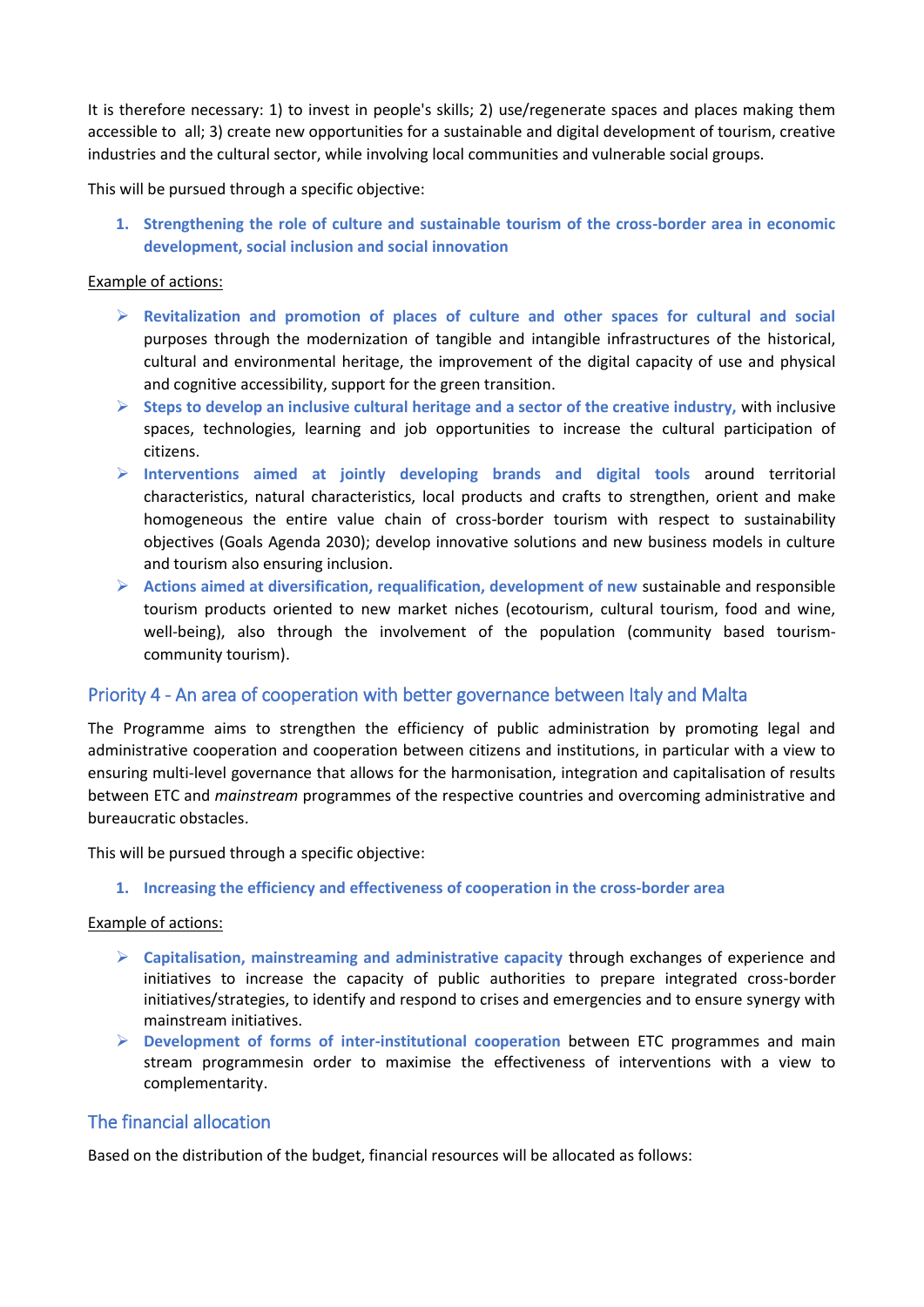It is therefore necessary: 1) to invest in people's skills; 2) use/regenerate spaces and places making them accessible to all; 3) create new opportunities for a sustainable and digital development of tourism, creative industries and the cultural sector, while involving local communities and vulnerable social groups.

This will be pursued through a specific objective:

1. **Strengthening the role of culture and sustainable tourism of the cross-border area in economic development, social inclusion and social innovation**

Example of actions:

- **Revitalization and promotion of places of culture and other spaces for cultural and social** purposes through the modernization of tangible and intangible infrastructures of the historical, cultural and environmental heritage, the improvement of the digital capacity of use and physical and cognitive accessibility, support for the green transition.
- **Steps to develop an inclusive cultural heritage and a sector of the creative industry,** with inclusive spaces, technologies, learning and job opportunities to increase the cultural participation of citizens.
- **Interventions aimed at jointly developing brands and digital tools** around territorial characteristics, natural characteristics, local products and crafts to strengthen, orient and make homogeneous the entire value chain of cross-border tourism with respect to sustainability objectives (Goals Agenda 2030); develop innovative solutions and new business models in culture and tourism also ensuring inclusion.
- **Actions aimed at diversification, requalification, development of new** sustainable and responsible tourism products oriented to new market niches (ecotourism, cultural tourism, food and wine, well-being), also through the involvement of the population (community based tourism-community tourism).

## Priority 4 - An area of cooperation with better governance between Italy and Malta

The Programme aims to strengthen the efficiency of public administration by promoting legal and administrative cooperation and cooperation between citizens and institutions, in particular with a view to ensuring multi-level governance that allows for the harmonisation, integration and capitalisation of results between ETC and *mainstream* programmes of the respective countries and overcoming administrative and bureaucratic obstacles.

This will be pursued through a specific objective:

1. **Increasing the efficiency and effectiveness of cooperation in the cross-border area**

Example of actions:

- **Capitalisation, mainstreaming and administrative capacity** through exchanges of experience and initiatives to increase the capacity of public authorities to prepare integrated cross-border initiatives/strategies, to identify and respond to crises and emergencies and to ensure synergy with mainstream initiatives.
- **Development of forms of inter-institutional cooperation** between ETC programmes and main stream programmesin order to maximise the effectiveness of interventions with a view to complementarity.

## The financial allocation

Based on the distribution of the budget, financial resources will be allocated as follows: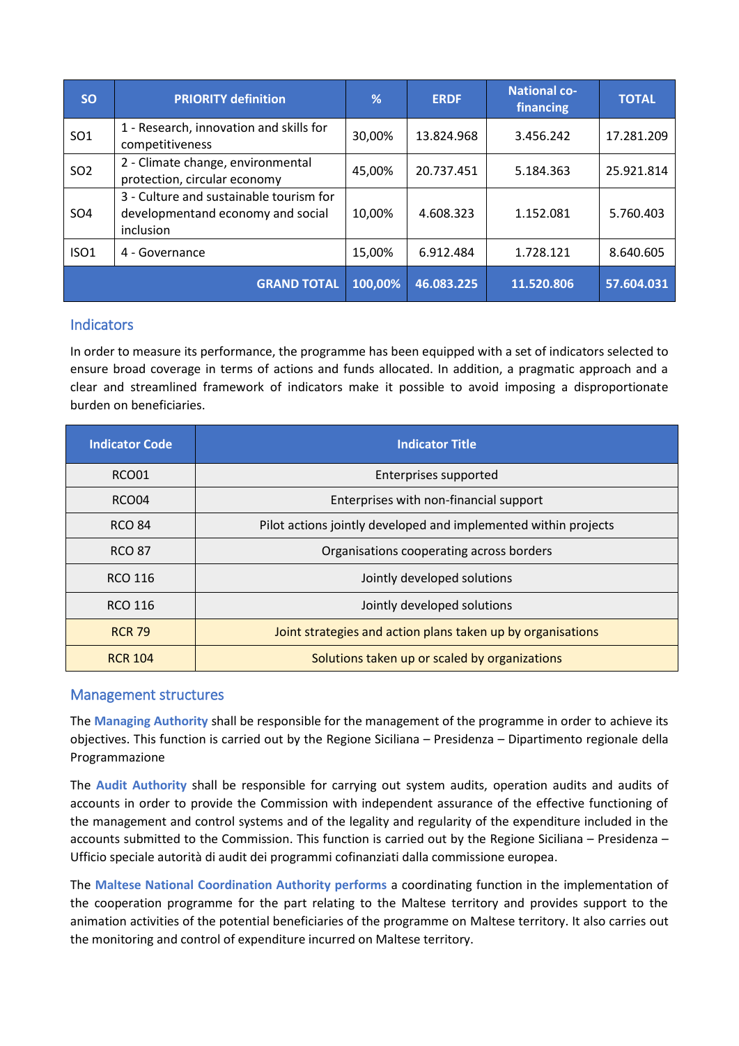| SO | PRIORITY definition | % | ERDF | National co-financing | TOTAL |
|---|---|---|---|---|---|
| SO1 | 1 - Research, innovation and skills for competitiveness | 30,00% | 13.824.968 | 3.456.242 | 17.281.209 |
| SO2 | 2 - Climate change, environmental protection, circular economy | 45,00% | 20.737.451 | 5.184.363 | 25.921.814 |
| SO4 | 3 - Culture and sustainable tourism for developmentand economy and social inclusion | 10,00% | 4.608.323 | 1.152.081 | 5.760.403 |
| ISO1 | 4 - Governance | 15,00% | 6.912.484 | 1.728.121 | 8.640.605 |
| | **GRAND TOTAL** | **100,00%** | **46.083.225** | **11.520.806** | **57.604.031** |

## Indicators

In order to measure its performance, the programme has been equipped with a set of indicators selected to ensure broad coverage in terms of actions and funds allocated. In addition, a pragmatic approach and a clear and streamlined framework of indicators make it possible to avoid imposing a disproportionate burden on beneficiaries.

| Indicator Code | Indicator Title |
|---|---|
| RCO01 | Enterprises supported |
| RCO04 | Enterprises with non-financial support |
| RCO 84 | Pilot actions jointly developed and implemented within projects |
| RCO 87 | Organisations cooperating across borders |
| RCO 116 | Jointly developed solutions |
| RCO 116 | Jointly developed solutions |
| RCR 79 | Joint strategies and action plans taken up by organisations |
| RCR 104 | Solutions taken up or scaled by organizations |

## Management structures

The **Managing Authority** shall be responsible for the management of the programme in order to achieve its objectives. This function is carried out by the Regione Siciliana – Presidenza – Dipartimento regionale della Programmazione

The **Audit Authority** shall be responsible for carrying out system audits, operation audits and audits of accounts in order to provide the Commission with independent assurance of the effective functioning of the management and control systems and of the legality and regularity of the expenditure included in the accounts submitted to the Commission. This function is carried out by the Regione Siciliana – Presidenza – Ufficio speciale autorità di audit dei programmi cofinanziati dalla commissione europea.

The **Maltese National Coordination Authority performs** a coordinating function in the implementation of the cooperation programme for the part relating to the Maltese territory and provides support to the animation activities of the potential beneficiaries of the programme on Maltese territory. It also carries out the monitoring and control of expenditure incurred on Maltese territory.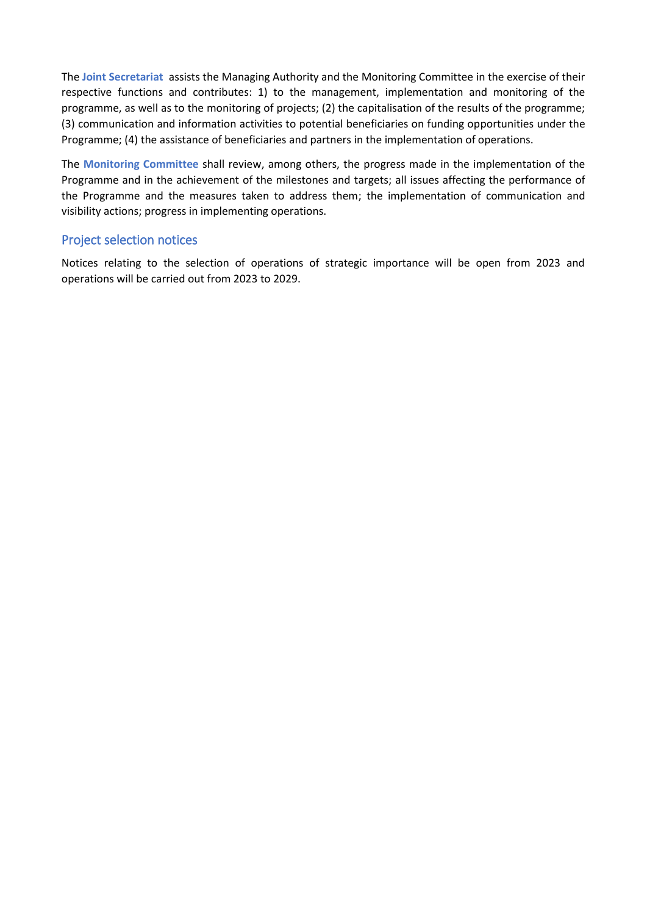The **Joint Secretariat** assists the Managing Authority and the Monitoring Committee in the exercise of their respective functions and contributes: 1) to the management, implementation and monitoring of the programme, as well as to the monitoring of projects; (2) the capitalisation of the results of the programme; (3) communication and information activities to potential beneficiaries on funding opportunities under the Programme; (4) the assistance of beneficiaries and partners in the implementation of operations.

The **Monitoring Committee** shall review, among others, the progress made in the implementation of the Programme and in the achievement of the milestones and targets; all issues affecting the performance of the Programme and the measures taken to address them; the implementation of communication and visibility actions; progress in implementing operations.

## Project selection notices

Notices relating to the selection of operations of strategic importance will be open from 2023 and operations will be carried out from 2023 to 2029.